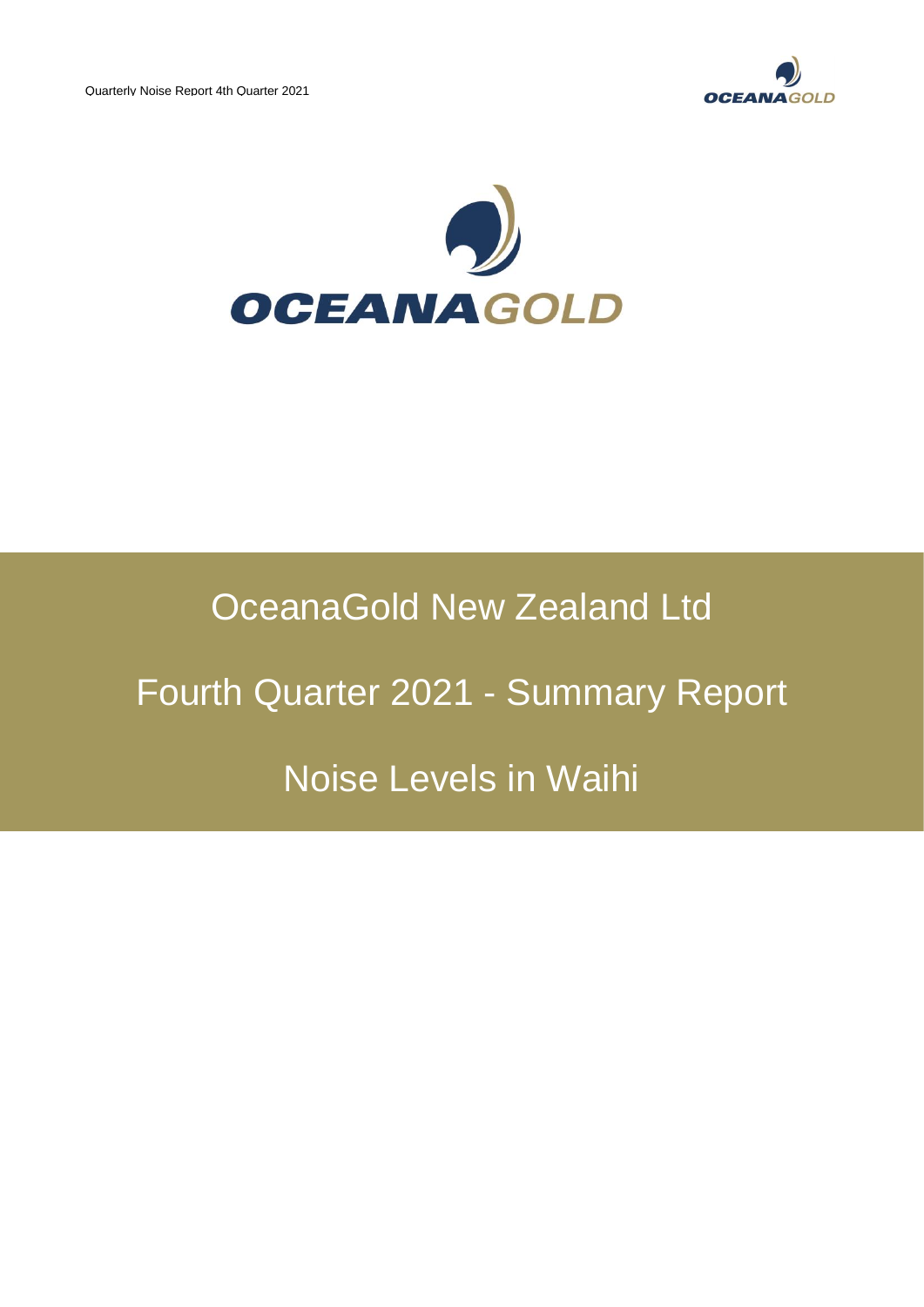# OceanaGold New Zealand Ltd

# Fourth Quarter 2021 - Summary Report

# Noise Levels in Waihi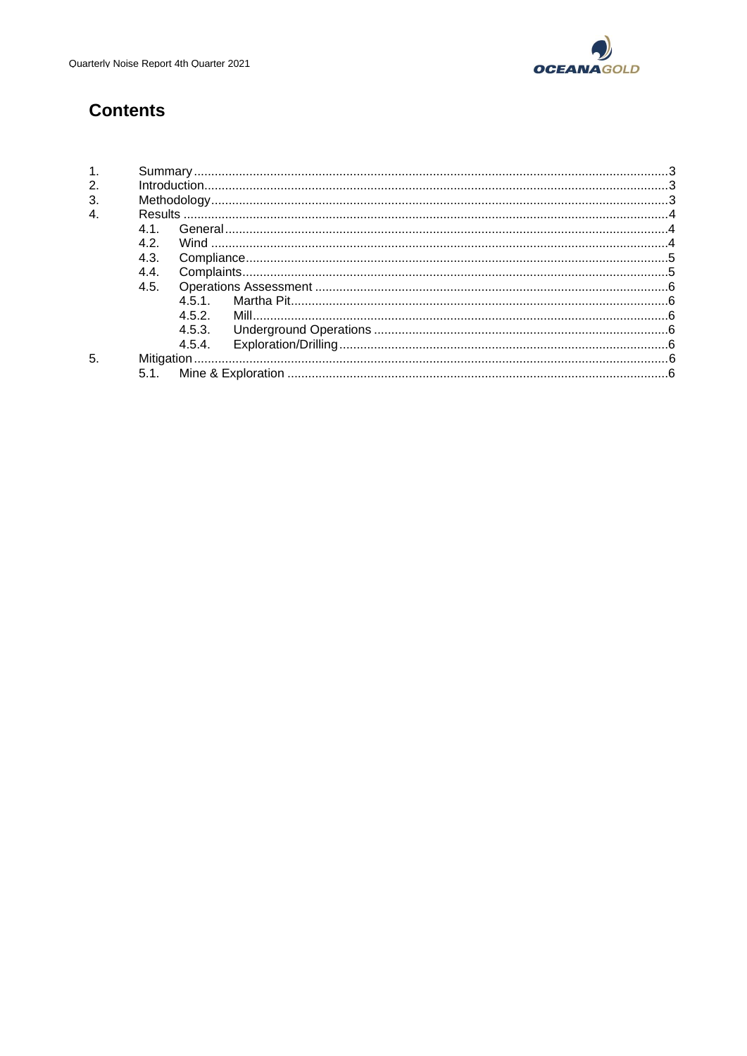# Contents

1. Summary ... 3
2. Introduction ... 3
3. Methodology ... 3
4. Results ... 4
   - 4.1. General ... 4
   - 4.2. Wind ... 4
   - 4.3. Compliance ... 5
   - 4.4. Complaints ... 5
   - 4.5. Operations Assessment ... 6
     - 4.5.1. Martha Pit ... 6
     - 4.5.2. Mill ... 6
     - 4.5.3. Underground Operations ... 6
     - 4.5.4. Exploration/Drilling ... 6
5. Mitigation ... 6
   - 5.1. Mine & Exploration ... 6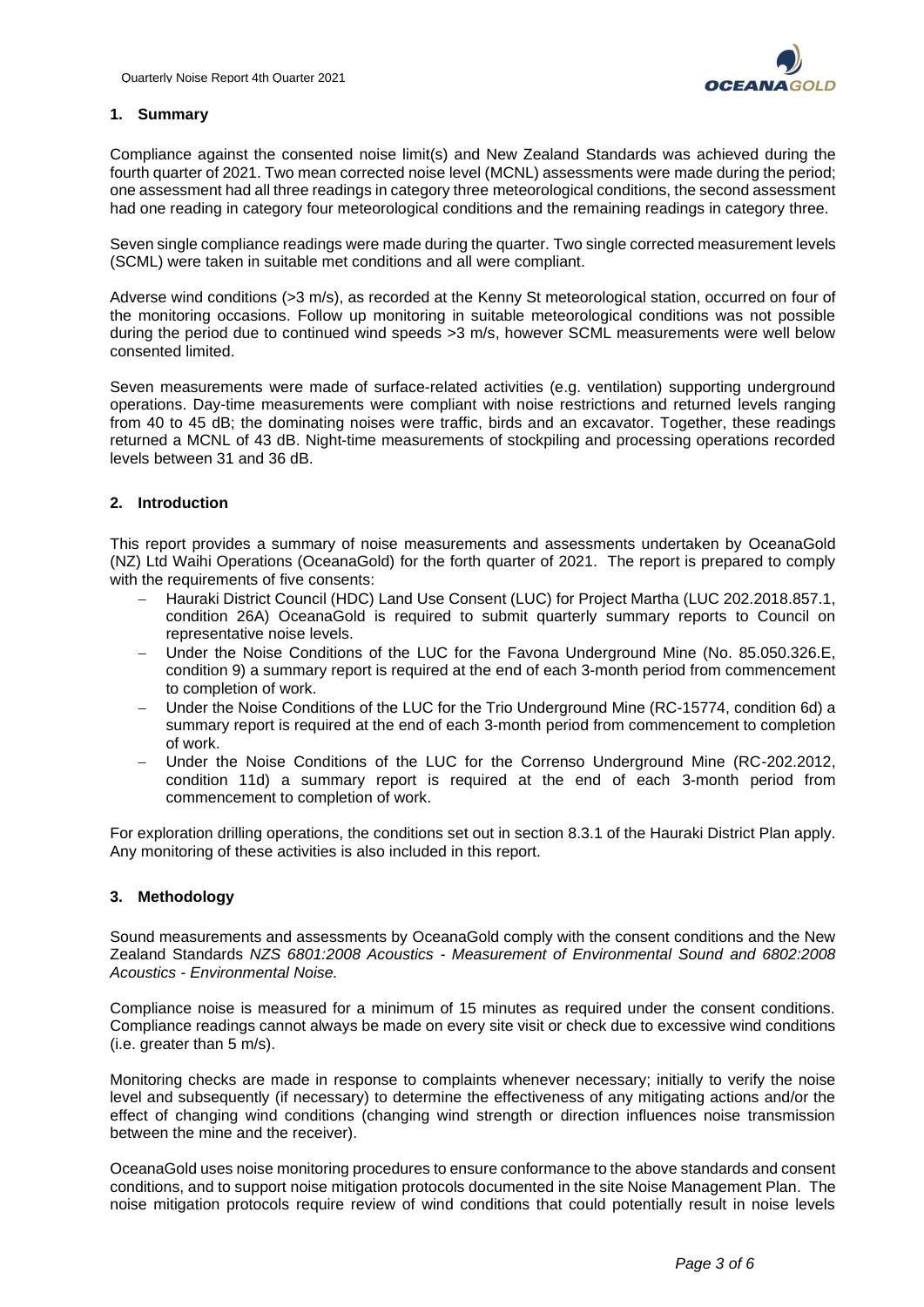## 1. Summary

Compliance against the consented noise limit(s) and New Zealand Standards was achieved during the fourth quarter of 2021. Two mean corrected noise level (MCNL) assessments were made during the period; one assessment had all three readings in category three meteorological conditions, the second assessment had one reading in category four meteorological conditions and the remaining readings in category three.

Seven single compliance readings were made during the quarter. Two single corrected measurement levels (SCML) were taken in suitable met conditions and all were compliant.

Adverse wind conditions (>3 m/s), as recorded at the Kenny St meteorological station, occurred on four of the monitoring occasions. Follow up monitoring in suitable meteorological conditions was not possible during the period due to continued wind speeds >3 m/s, however SCML measurements were well below consented limited.

Seven measurements were made of surface-related activities (e.g. ventilation) supporting underground operations. Day-time measurements were compliant with noise restrictions and returned levels ranging from 40 to 45 dB; the dominating noises were traffic, birds and an excavator. Together, these readings returned a MCNL of 43 dB. Night-time measurements of stockpiling and processing operations recorded levels between 31 and 36 dB.

## 2. Introduction

This report provides a summary of noise measurements and assessments undertaken by OceanaGold (NZ) Ltd Waihi Operations (OceanaGold) for the forth quarter of 2021. The report is prepared to comply with the requirements of five consents:

- Hauraki District Council (HDC) Land Use Consent (LUC) for Project Martha (LUC 202.2018.857.1, condition 26A) OceanaGold is required to submit quarterly summary reports to Council on representative noise levels.
- Under the Noise Conditions of the LUC for the Favona Underground Mine (No. 85.050.326.E, condition 9) a summary report is required at the end of each 3-month period from commencement to completion of work.
- Under the Noise Conditions of the LUC for the Trio Underground Mine (RC-15774, condition 6d) a summary report is required at the end of each 3-month period from commencement to completion of work.
- Under the Noise Conditions of the LUC for the Correnso Underground Mine (RC-202.2012, condition 11d) a summary report is required at the end of each 3-month period from commencement to completion of work.

For exploration drilling operations, the conditions set out in section 8.3.1 of the Hauraki District Plan apply. Any monitoring of these activities is also included in this report.

## 3. Methodology

Sound measurements and assessments by OceanaGold comply with the consent conditions and the New Zealand Standards *NZS 6801:2008 Acoustics - Measurement of Environmental Sound and 6802:2008 Acoustics - Environmental Noise.*

Compliance noise is measured for a minimum of 15 minutes as required under the consent conditions. Compliance readings cannot always be made on every site visit or check due to excessive wind conditions (i.e. greater than 5 m/s).

Monitoring checks are made in response to complaints whenever necessary; initially to verify the noise level and subsequently (if necessary) to determine the effectiveness of any mitigating actions and/or the effect of changing wind conditions (changing wind strength or direction influences noise transmission between the mine and the receiver).

OceanaGold uses noise monitoring procedures to ensure conformance to the above standards and consent conditions, and to support noise mitigation protocols documented in the site Noise Management Plan. The noise mitigation protocols require review of wind conditions that could potentially result in noise levels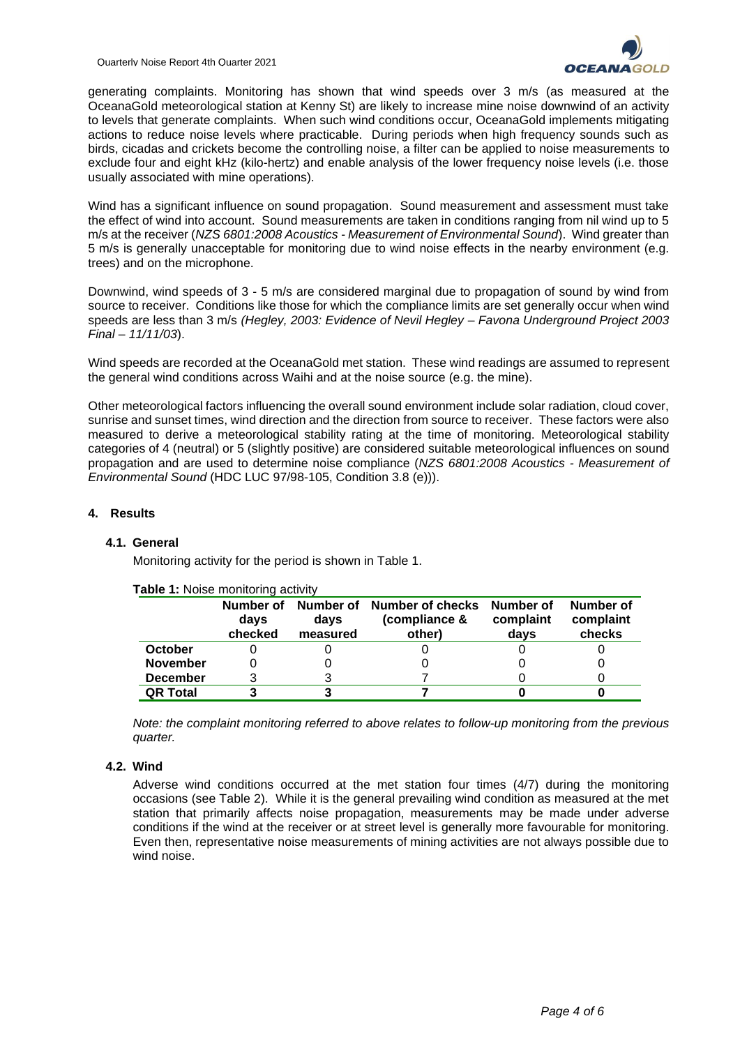generating complaints. Monitoring has shown that wind speeds over 3 m/s (as measured at the OceanaGold meteorological station at Kenny St) are likely to increase mine noise downwind of an activity to levels that generate complaints. When such wind conditions occur, OceanaGold implements mitigating actions to reduce noise levels where practicable. During periods when high frequency sounds such as birds, cicadas and crickets become the controlling noise, a filter can be applied to noise measurements to exclude four and eight kHz (kilo-hertz) and enable analysis of the lower frequency noise levels (i.e. those usually associated with mine operations).

Wind has a significant influence on sound propagation. Sound measurement and assessment must take the effect of wind into account. Sound measurements are taken in conditions ranging from nil wind up to 5 m/s at the receiver (*NZS 6801:2008 Acoustics - Measurement of Environmental Sound*). Wind greater than 5 m/s is generally unacceptable for monitoring due to wind noise effects in the nearby environment (e.g. trees) and on the microphone.

Downwind, wind speeds of 3 - 5 m/s are considered marginal due to propagation of sound by wind from source to receiver. Conditions like those for which the compliance limits are set generally occur when wind speeds are less than 3 m/s *(Hegley, 2003: Evidence of Nevil Hegley – Favona Underground Project 2003 Final – 11/11/03*).

Wind speeds are recorded at the OceanaGold met station. These wind readings are assumed to represent the general wind conditions across Waihi and at the noise source (e.g. the mine).

Other meteorological factors influencing the overall sound environment include solar radiation, cloud cover, sunrise and sunset times, wind direction and the direction from source to receiver. These factors were also measured to derive a meteorological stability rating at the time of monitoring. Meteorological stability categories of 4 (neutral) or 5 (slightly positive) are considered suitable meteorological influences on sound propagation and are used to determine noise compliance (*NZS 6801:2008 Acoustics - Measurement of Environmental Sound* (HDC LUC 97/98-105, Condition 3.8 (e))).

## 4. Results

### 4.1. General

Monitoring activity for the period is shown in Table 1.

**Table 1:** Noise monitoring activity

| | Number of days checked | Number of days measured | Number of checks (compliance & other) | Number of complaint days | Number of complaint checks |
|---|---|---|---|---|---|
| **October** | 0 | 0 | 0 | 0 | 0 |
| **November** | 0 | 0 | 0 | 0 | 0 |
| **December** | 3 | 3 | 7 | 0 | 0 |
| **QR Total** | **3** | **3** | **7** | **0** | **0** |

*Note: the complaint monitoring referred to above relates to follow-up monitoring from the previous quarter.*

### 4.2. Wind

Adverse wind conditions occurred at the met station four times (4/7) during the monitoring occasions (see Table 2). While it is the general prevailing wind condition as measured at the met station that primarily affects noise propagation, measurements may be made under adverse conditions if the wind at the receiver or at street level is generally more favourable for monitoring. Even then, representative noise measurements of mining activities are not always possible due to wind noise.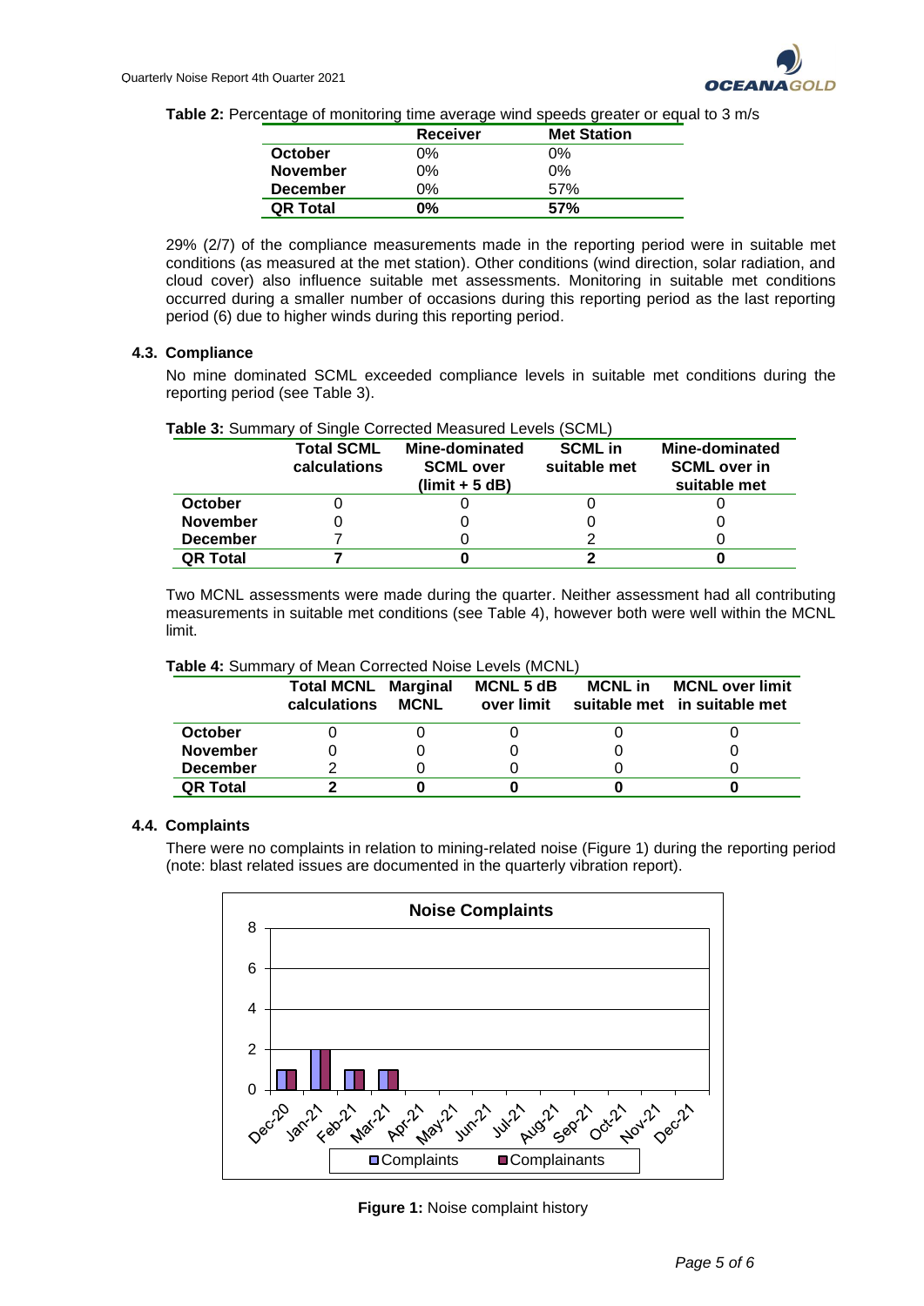**Table 2:** Percentage of monitoring time average wind speeds greater or equal to 3 m/s

| | Receiver | Met Station |
|---|---|---|
| **October** | 0% | 0% |
| **November** | 0% | 0% |
| **December** | 0% | 57% |
| **QR Total** | **0%** | **57%** |

29% (2/7) of the compliance measurements made in the reporting period were in suitable met conditions (as measured at the met station). Other conditions (wind direction, solar radiation, and cloud cover) also influence suitable met assessments. Monitoring in suitable met conditions occurred during a smaller number of occasions during this reporting period as the last reporting period (6) due to higher winds during this reporting period.

### 4.3. Compliance

No mine dominated SCML exceeded compliance levels in suitable met conditions during the reporting period (see Table 3).

**Table 3:** Summary of Single Corrected Measured Levels (SCML)

| | Total SCML calculations | Mine-dominated SCML over (limit + 5 dB) | SCML in suitable met | Mine-dominated SCML over in suitable met |
|---|---|---|---|---|
| **October** | 0 | 0 | 0 | 0 |
| **November** | 0 | 0 | 0 | 0 |
| **December** | 7 | 0 | 2 | 0 |
| **QR Total** | **7** | **0** | **2** | **0** |

Two MCNL assessments were made during the quarter. Neither assessment had all contributing measurements in suitable met conditions (see Table 4), however both were well within the MCNL limit.

**Table 4:** Summary of Mean Corrected Noise Levels (MCNL)

| | Total MCNL calculations | Marginal MCNL | MCNL 5 dB over limit | MCNL in suitable met | MCNL over limit in suitable met |
|---|---|---|---|---|---|
| **October** | 0 | 0 | 0 | 0 | 0 |
| **November** | 0 | 0 | 0 | 0 | 0 |
| **December** | 2 | 0 | 0 | 0 | 0 |
| **QR Total** | **2** | **0** | **0** | **0** | **0** |

### 4.4. Complaints

There were no complaints in relation to mining-related noise (Figure 1) during the reporting period (note: blast related issues are documented in the quarterly vibration report).

**Figure 1:** Noise complaint history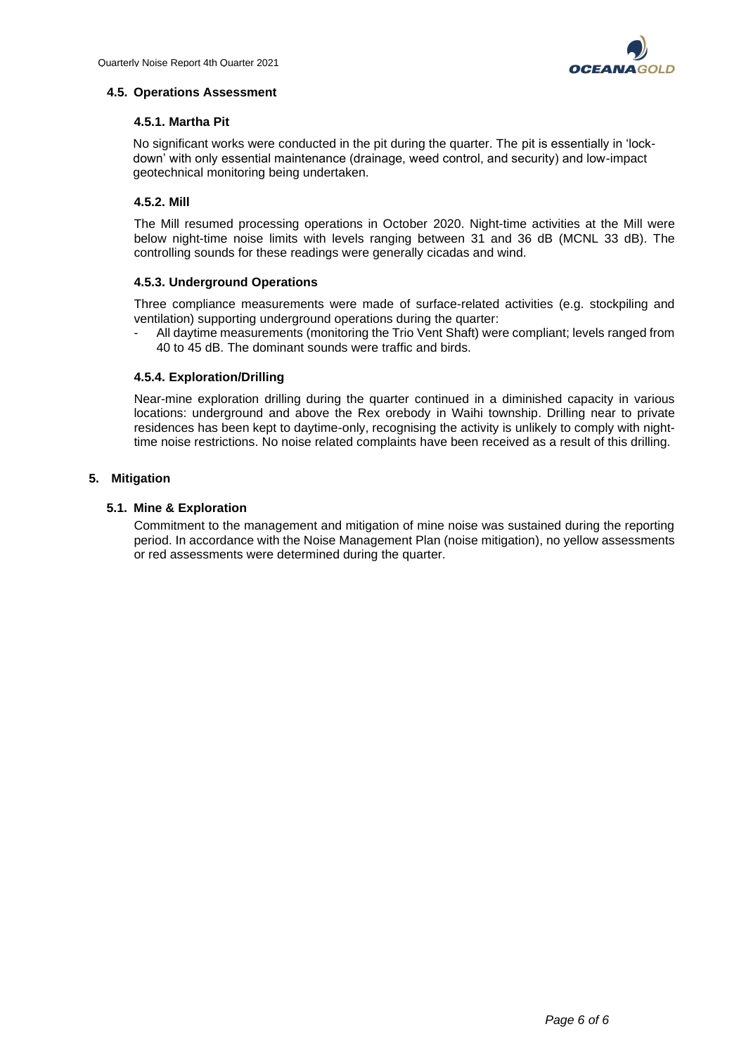### 4.5. Operations Assessment

#### 4.5.1. Martha Pit

No significant works were conducted in the pit during the quarter. The pit is essentially in 'lock-down' with only essential maintenance (drainage, weed control, and security) and low-impact geotechnical monitoring being undertaken.

#### 4.5.2. Mill

The Mill resumed processing operations in October 2020. Night-time activities at the Mill were below night-time noise limits with levels ranging between 31 and 36 dB (MCNL 33 dB). The controlling sounds for these readings were generally cicadas and wind.

#### 4.5.3. Underground Operations

Three compliance measurements were made of surface-related activities (e.g. stockpiling and ventilation) supporting underground operations during the quarter:

- All daytime measurements (monitoring the Trio Vent Shaft) were compliant; levels ranged from 40 to 45 dB. The dominant sounds were traffic and birds.

#### 4.5.4. Exploration/Drilling

Near-mine exploration drilling during the quarter continued in a diminished capacity in various locations: underground and above the Rex orebody in Waihi township. Drilling near to private residences has been kept to daytime-only, recognising the activity is unlikely to comply with night-time noise restrictions. No noise related complaints have been received as a result of this drilling.

## 5. Mitigation

### 5.1. Mine & Exploration

Commitment to the management and mitigation of mine noise was sustained during the reporting period. In accordance with the Noise Management Plan (noise mitigation), no yellow assessments or red assessments were determined during the quarter.